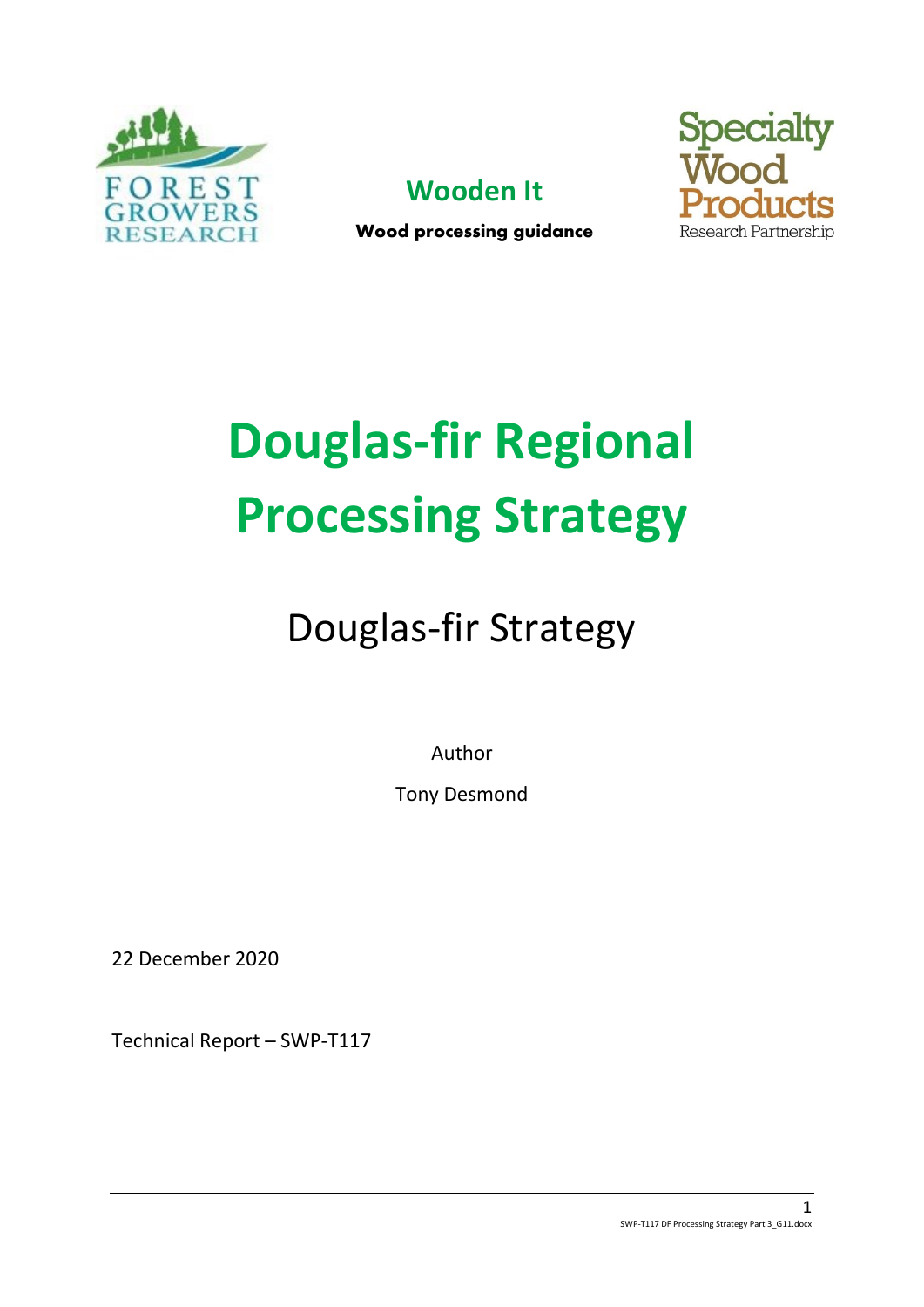**Wooden It**

**Wood processing guidance**

# Douglas-fir Regional Processing Strategy

## Douglas-fir Strategy

Author

Tony Desmond

22 December 2020

Technical Report – SWP-T117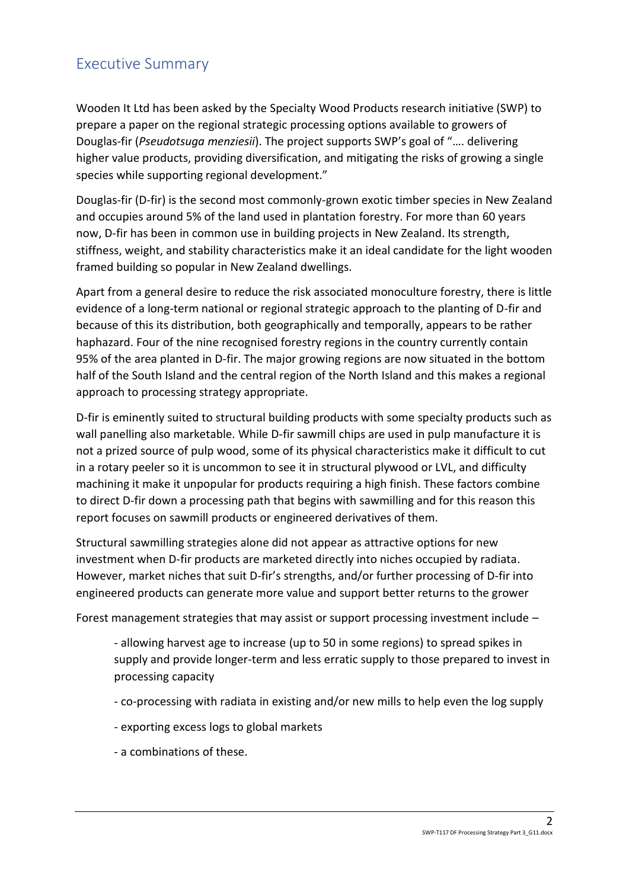## Executive Summary

Wooden It Ltd has been asked by the Specialty Wood Products research initiative (SWP) to prepare a paper on the regional strategic processing options available to growers of Douglas-fir (*Pseudotsuga menziesii*). The project supports SWP's goal of "…. delivering higher value products, providing diversification, and mitigating the risks of growing a single species while supporting regional development."

Douglas-fir (D-fir) is the second most commonly-grown exotic timber species in New Zealand and occupies around 5% of the land used in plantation forestry. For more than 60 years now, D-fir has been in common use in building projects in New Zealand. Its strength, stiffness, weight, and stability characteristics make it an ideal candidate for the light wooden framed building so popular in New Zealand dwellings.

Apart from a general desire to reduce the risk associated monoculture forestry, there is little evidence of a long-term national or regional strategic approach to the planting of D-fir and because of this its distribution, both geographically and temporally, appears to be rather haphazard. Four of the nine recognised forestry regions in the country currently contain 95% of the area planted in D-fir. The major growing regions are now situated in the bottom half of the South Island and the central region of the North Island and this makes a regional approach to processing strategy appropriate.

D-fir is eminently suited to structural building products with some specialty products such as wall panelling also marketable. While D-fir sawmill chips are used in pulp manufacture it is not a prized source of pulp wood, some of its physical characteristics make it difficult to cut in a rotary peeler so it is uncommon to see it in structural plywood or LVL, and difficulty machining it make it unpopular for products requiring a high finish. These factors combine to direct D-fir down a processing path that begins with sawmilling and for this reason this report focuses on sawmill products or engineered derivatives of them.

Structural sawmilling strategies alone did not appear as attractive options for new investment when D-fir products are marketed directly into niches occupied by radiata. However, market niches that suit D-fir's strengths, and/or further processing of D-fir into engineered products can generate more value and support better returns to the grower

Forest management strategies that may assist or support processing investment include –

- allowing harvest age to increase (up to 50 in some regions) to spread spikes in supply and provide longer-term and less erratic supply to those prepared to invest in processing capacity
- co-processing with radiata in existing and/or new mills to help even the log supply
- exporting excess logs to global markets
- a combinations of these.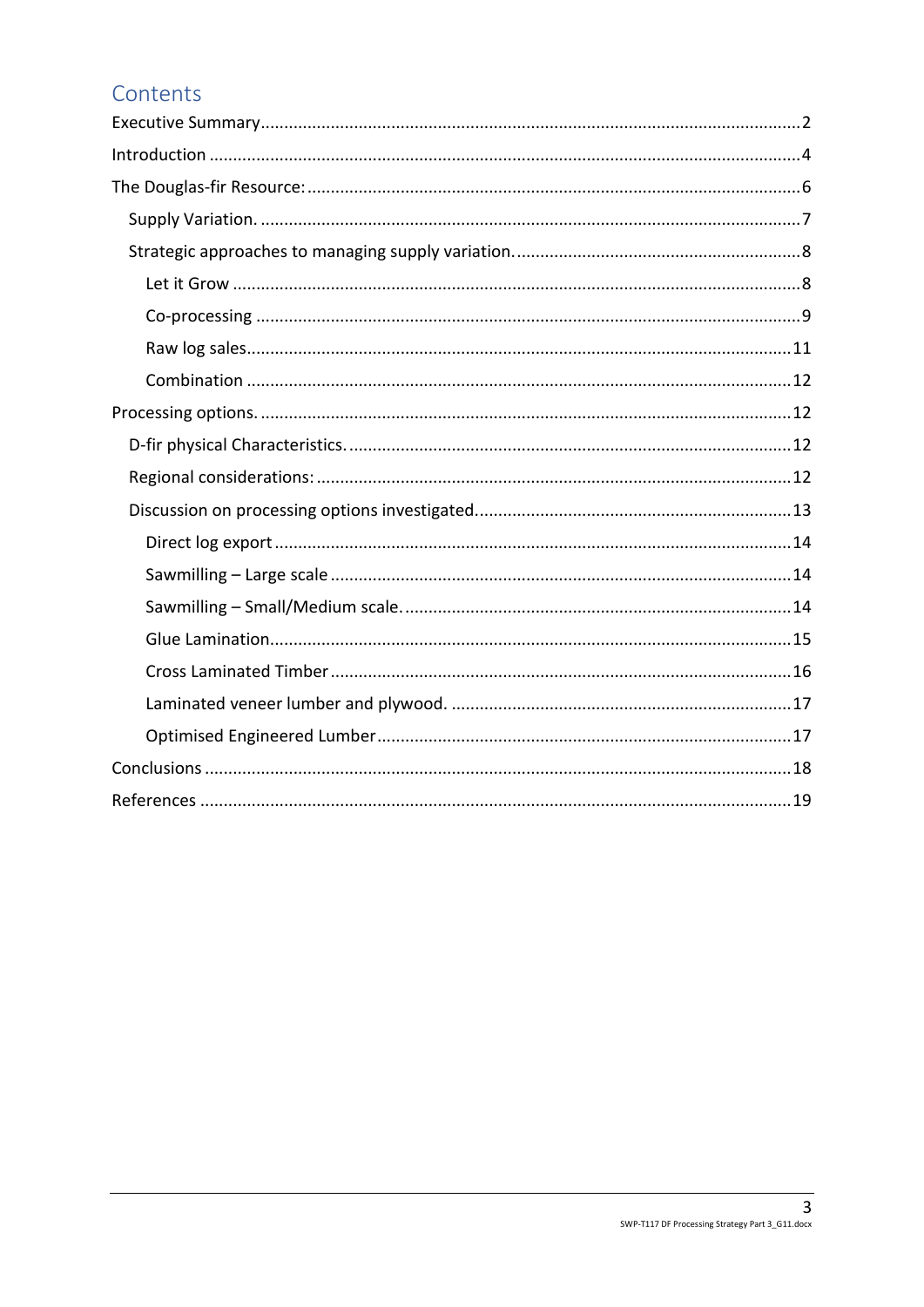# Contents

Executive Summary ........................................................................................................ 2

Introduction .................................................................................................................. 4

The Douglas-fir Resource: ............................................................................................. 6

- Supply Variation. ....................................................................................................... 7
- Strategic approaches to managing supply variation. ................................................. 8
  - Let it Grow ............................................................................................................ 8
  - Co-processing ........................................................................................................ 9
  - Raw log sales ....................................................................................................... 11
  - Combination ........................................................................................................ 12

Processing options. ...................................................................................................... 12

- D-fir physical Characteristics. .................................................................................. 12
- Regional considerations: .......................................................................................... 12
- Discussion on processing options investigated. ....................................................... 13
  - Direct log export .................................................................................................. 14
  - Sawmilling – Large scale ...................................................................................... 14
  - Sawmilling – Small/Medium scale. ....................................................................... 14
  - Glue Lamination ................................................................................................... 15
  - Cross Laminated Timber ...................................................................................... 16
  - Laminated veneer lumber and plywood. .............................................................. 17
  - Optimised Engineered Lumber ............................................................................ 17

Conclusions ................................................................................................................. 18

References ................................................................................................................... 19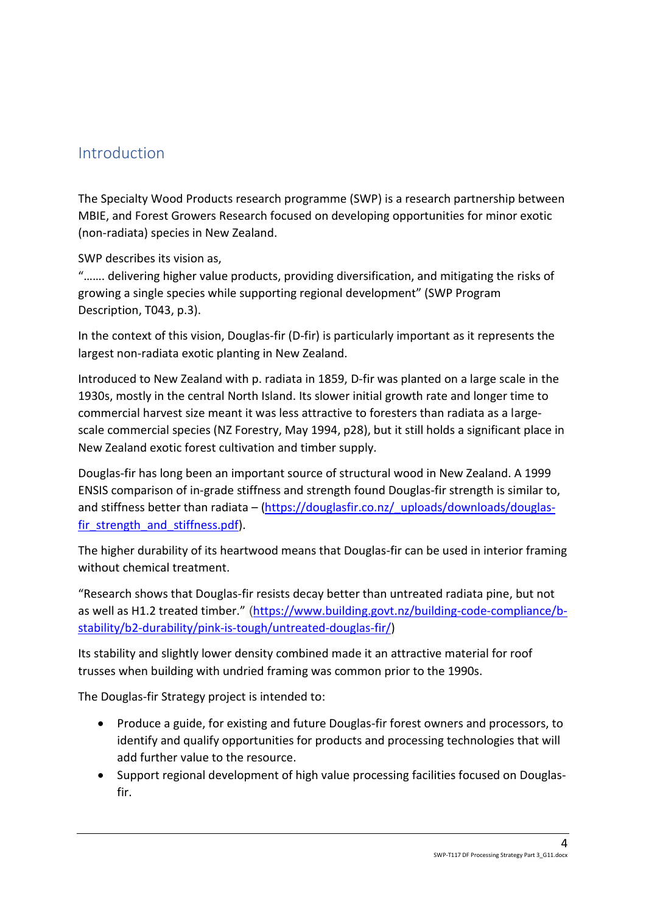## Introduction

The Specialty Wood Products research programme (SWP) is a research partnership between MBIE, and Forest Growers Research focused on developing opportunities for minor exotic (non-radiata) species in New Zealand.

SWP describes its vision as,
"……. delivering higher value products, providing diversification, and mitigating the risks of growing a single species while supporting regional development" (SWP Program Description, T043, p.3).

In the context of this vision, Douglas-fir (D-fir) is particularly important as it represents the largest non-radiata exotic planting in New Zealand.

Introduced to New Zealand with p. radiata in 1859, D-fir was planted on a large scale in the 1930s, mostly in the central North Island. Its slower initial growth rate and longer time to commercial harvest size meant it was less attractive to foresters than radiata as a large-scale commercial species (NZ Forestry, May 1994, p28), but it still holds a significant place in New Zealand exotic forest cultivation and timber supply.

Douglas-fir has long been an important source of structural wood in New Zealand. A 1999 ENSIS comparison of in-grade stiffness and strength found Douglas-fir strength is similar to, and stiffness better than radiata – (https://douglasfir.co.nz/_uploads/downloads/douglas-fir_strength_and_stiffness.pdf).

The higher durability of its heartwood means that Douglas-fir can be used in interior framing without chemical treatment.

"Research shows that Douglas-fir resists decay better than untreated radiata pine, but not as well as H1.2 treated timber." (https://www.building.govt.nz/building-code-compliance/b-stability/b2-durability/pink-is-tough/untreated-douglas-fir/)

Its stability and slightly lower density combined made it an attractive material for roof trusses when building with undried framing was common prior to the 1990s.

The Douglas-fir Strategy project is intended to:

- Produce a guide, for existing and future Douglas-fir forest owners and processors, to identify and qualify opportunities for products and processing technologies that will add further value to the resource.
- Support regional development of high value processing facilities focused on Douglas-fir.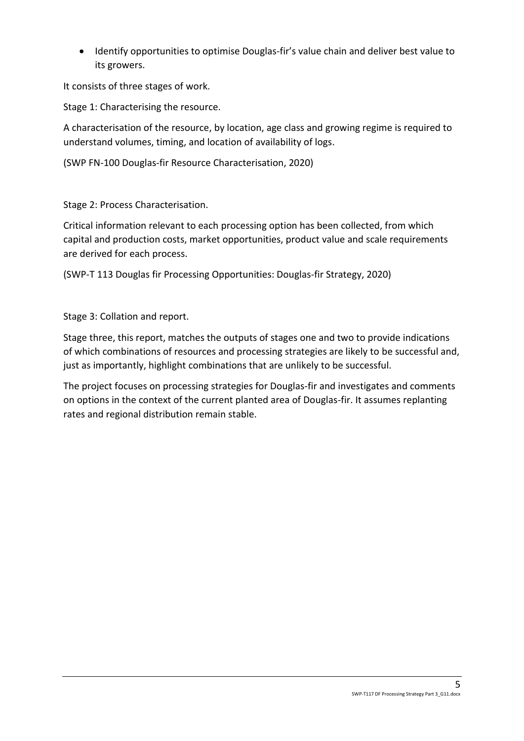- Identify opportunities to optimise Douglas-fir's value chain and deliver best value to its growers.

It consists of three stages of work.

Stage 1: Characterising the resource.

A characterisation of the resource, by location, age class and growing regime is required to understand volumes, timing, and location of availability of logs.

(SWP FN-100 Douglas-fir Resource Characterisation, 2020)

Stage 2: Process Characterisation.

Critical information relevant to each processing option has been collected, from which capital and production costs, market opportunities, product value and scale requirements are derived for each process.

(SWP-T 113 Douglas fir Processing Opportunities: Douglas-fir Strategy, 2020)

Stage 3: Collation and report.

Stage three, this report, matches the outputs of stages one and two to provide indications of which combinations of resources and processing strategies are likely to be successful and, just as importantly, highlight combinations that are unlikely to be successful.

The project focuses on processing strategies for Douglas-fir and investigates and comments on options in the context of the current planted area of Douglas-fir. It assumes replanting rates and regional distribution remain stable.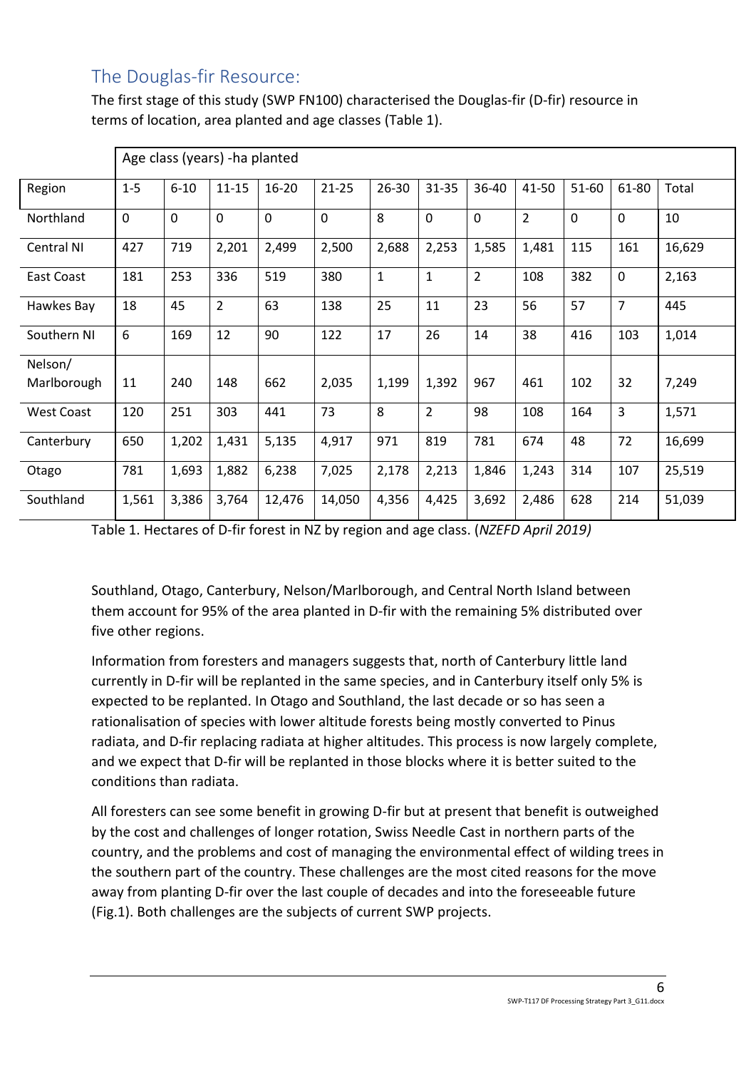## The Douglas-fir Resource:

The first stage of this study (SWP FN100) characterised the Douglas-fir (D-fir) resource in terms of location, area planted and age classes (Table 1).

| | Age class (years) -ha planted | | | | | | | | | | | |
|---|---|---|---|---|---|---|---|---|---|---|---|---|
| Region | 1-5 | 6-10 | 11-15 | 16-20 | 21-25 | 26-30 | 31-35 | 36-40 | 41-50 | 51-60 | 61-80 | Total |
| Northland | 0 | 0 | 0 | 0 | 0 | 8 | 0 | 0 | 2 | 0 | 0 | 10 |
| Central NI | 427 | 719 | 2,201 | 2,499 | 2,500 | 2,688 | 2,253 | 1,585 | 1,481 | 115 | 161 | 16,629 |
| East Coast | 181 | 253 | 336 | 519 | 380 | 1 | 1 | 2 | 108 | 382 | 0 | 2,163 |
| Hawkes Bay | 18 | 45 | 2 | 63 | 138 | 25 | 11 | 23 | 56 | 57 | 7 | 445 |
| Southern NI | 6 | 169 | 12 | 90 | 122 | 17 | 26 | 14 | 38 | 416 | 103 | 1,014 |
| Nelson/ Marlborough | 11 | 240 | 148 | 662 | 2,035 | 1,199 | 1,392 | 967 | 461 | 102 | 32 | 7,249 |
| West Coast | 120 | 251 | 303 | 441 | 73 | 8 | 2 | 98 | 108 | 164 | 3 | 1,571 |
| Canterbury | 650 | 1,202 | 1,431 | 5,135 | 4,917 | 971 | 819 | 781 | 674 | 48 | 72 | 16,699 |
| Otago | 781 | 1,693 | 1,882 | 6,238 | 7,025 | 2,178 | 2,213 | 1,846 | 1,243 | 314 | 107 | 25,519 |
| Southland | 1,561 | 3,386 | 3,764 | 12,476 | 14,050 | 4,356 | 4,425 | 3,692 | 2,486 | 628 | 214 | 51,039 |

Table 1. Hectares of D-fir forest in NZ by region and age class. (*NZEFD April 2019)*

Southland, Otago, Canterbury, Nelson/Marlborough, and Central North Island between them account for 95% of the area planted in D-fir with the remaining 5% distributed over five other regions.

Information from foresters and managers suggests that, north of Canterbury little land currently in D-fir will be replanted in the same species, and in Canterbury itself only 5% is expected to be replanted. In Otago and Southland, the last decade or so has seen a rationalisation of species with lower altitude forests being mostly converted to Pinus radiata, and D-fir replacing radiata at higher altitudes. This process is now largely complete, and we expect that D-fir will be replanted in those blocks where it is better suited to the conditions than radiata.

All foresters can see some benefit in growing D-fir but at present that benefit is outweighed by the cost and challenges of longer rotation, Swiss Needle Cast in northern parts of the country, and the problems and cost of managing the environmental effect of wilding trees in the southern part of the country. These challenges are the most cited reasons for the move away from planting D-fir over the last couple of decades and into the foreseeable future (Fig.1). Both challenges are the subjects of current SWP projects.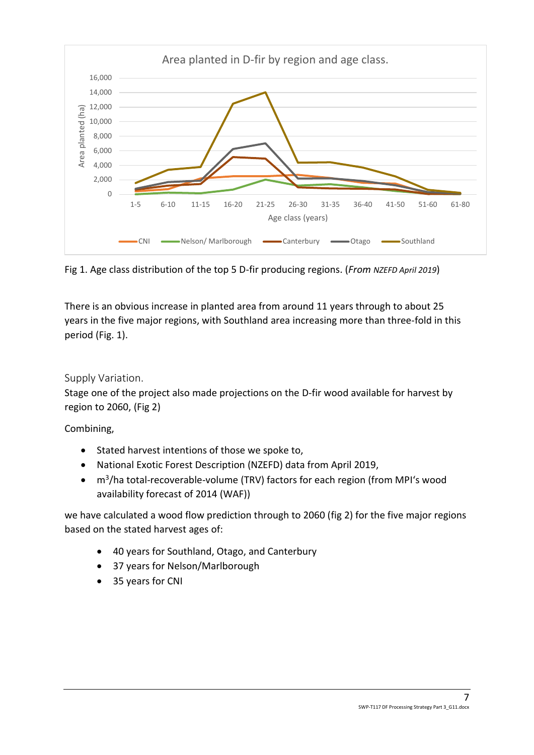Fig 1. Age class distribution of the top 5 D-fir producing regions. (*From NZEFD April 2019*)

There is an obvious increase in planted area from around 11 years through to about 25 years in the five major regions, with Southland area increasing more than three-fold in this period (Fig. 1).

## Supply Variation.

Stage one of the project also made projections on the D-fir wood available for harvest by region to 2060, (Fig 2)

Combining,

- Stated harvest intentions of those we spoke to,
- National Exotic Forest Description (NZEFD) data from April 2019,
- $m^3$/ha total-recoverable-volume (TRV) factors for each region (from MPI's wood availability forecast of 2014 (WAF))

we have calculated a wood flow prediction through to 2060 (fig 2) for the five major regions based on the stated harvest ages of:

- 40 years for Southland, Otago, and Canterbury
- 37 years for Nelson/Marlborough
- 35 years for CNI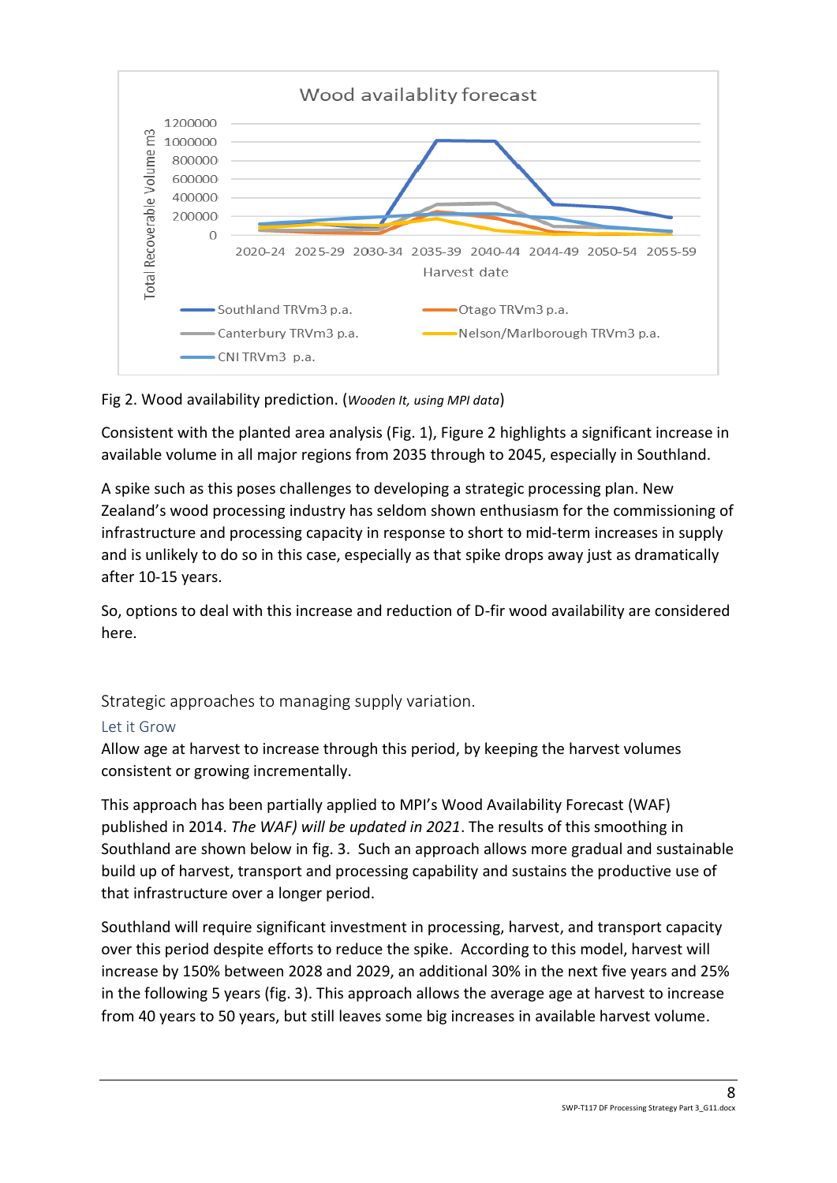Fig 2. Wood availability prediction. (*Wooden It, using MPI data*)

Consistent with the planted area analysis (Fig. 1), Figure 2 highlights a significant increase in available volume in all major regions from 2035 through to 2045, especially in Southland.

A spike such as this poses challenges to developing a strategic processing plan. New Zealand's wood processing industry has seldom shown enthusiasm for the commissioning of infrastructure and processing capacity in response to short to mid-term increases in supply and is unlikely to do so in this case, especially as that spike drops away just as dramatically after 10-15 years.

So, options to deal with this increase and reduction of D-fir wood availability are considered here.

## Strategic approaches to managing supply variation.

### Let it Grow

Allow age at harvest to increase through this period, by keeping the harvest volumes consistent or growing incrementally.

This approach has been partially applied to MPI's Wood Availability Forecast (WAF) published in 2014. *The WAF) will be updated in 2021*. The results of this smoothing in Southland are shown below in fig. 3. Such an approach allows more gradual and sustainable build up of harvest, transport and processing capability and sustains the productive use of that infrastructure over a longer period.

Southland will require significant investment in processing, harvest, and transport capacity over this period despite efforts to reduce the spike. According to this model, harvest will increase by 150% between 2028 and 2029, an additional 30% in the next five years and 25% in the following 5 years (fig. 3). This approach allows the average age at harvest to increase from 40 years to 50 years, but still leaves some big increases in available harvest volume.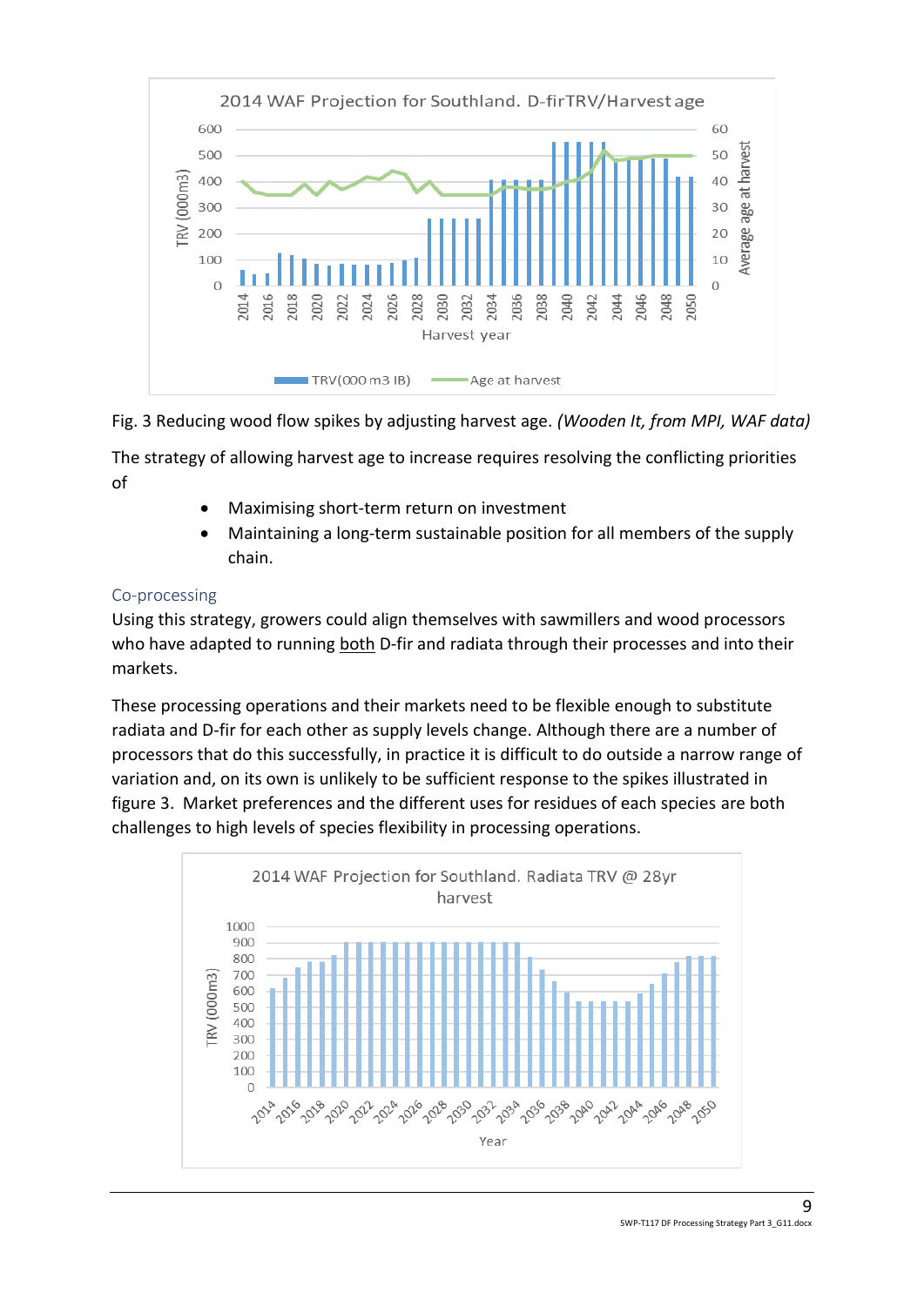Fig. 3 Reducing wood flow spikes by adjusting harvest age. *(Wooden It, from MPI, WAF data)*

The strategy of allowing harvest age to increase requires resolving the conflicting priorities of

- Maximising short-term return on investment
- Maintaining a long-term sustainable position for all members of the supply chain.

## Co-processing

Using this strategy, growers could align themselves with sawmillers and wood processors who have adapted to running both D-fir and radiata through their processes and into their markets.

These processing operations and their markets need to be flexible enough to substitute radiata and D-fir for each other as supply levels change. Although there are a number of processors that do this successfully, in practice it is difficult to do outside a narrow range of variation and, on its own is unlikely to be sufficient response to the spikes illustrated in figure 3. Market preferences and the different uses for residues of each species are both challenges to high levels of species flexibility in processing operations.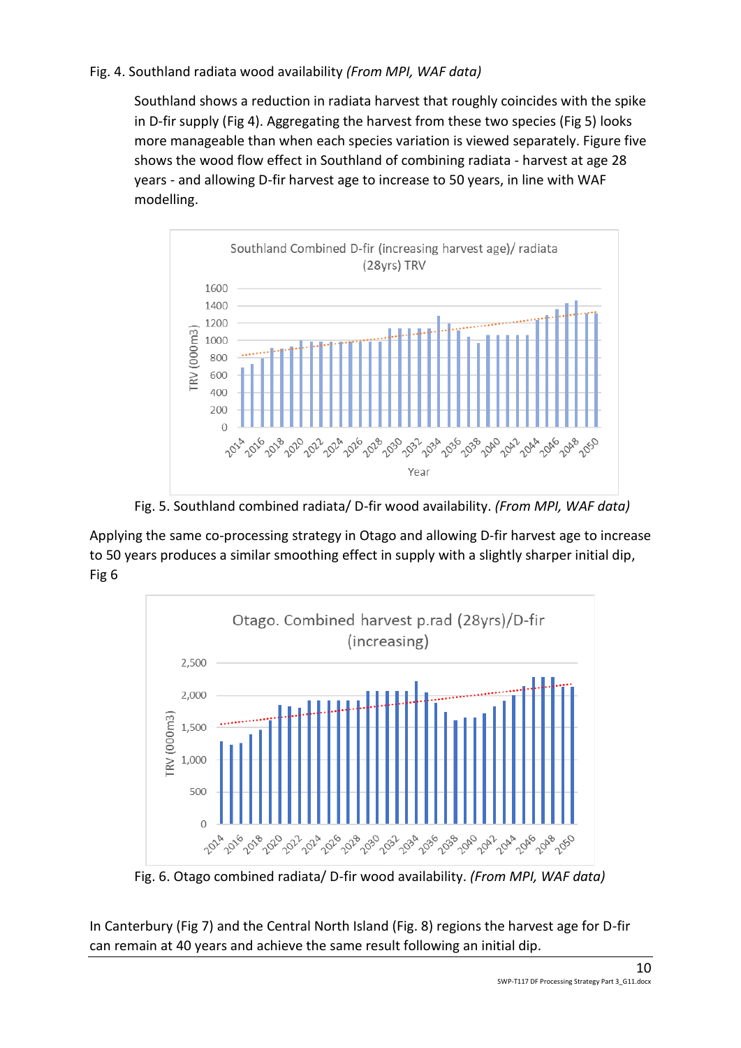Fig. 4. Southland radiata wood availability *(From MPI, WAF data)*

Southland shows a reduction in radiata harvest that roughly coincides with the spike in D-fir supply (Fig 4). Aggregating the harvest from these two species (Fig 5) looks more manageable than when each species variation is viewed separately. Figure five shows the wood flow effect in Southland of combining radiata - harvest at age 28 years - and allowing D-fir harvest age to increase to 50 years, in line with WAF modelling.

Fig. 5. Southland combined radiata/ D-fir wood availability. *(From MPI, WAF data)*

Applying the same co-processing strategy in Otago and allowing D-fir harvest age to increase to 50 years produces a similar smoothing effect in supply with a slightly sharper initial dip, Fig 6

Fig. 6. Otago combined radiata/ D-fir wood availability. *(From MPI, WAF data)*

In Canterbury (Fig 7) and the Central North Island (Fig. 8) regions the harvest age for D-fir can remain at 40 years and achieve the same result following an initial dip.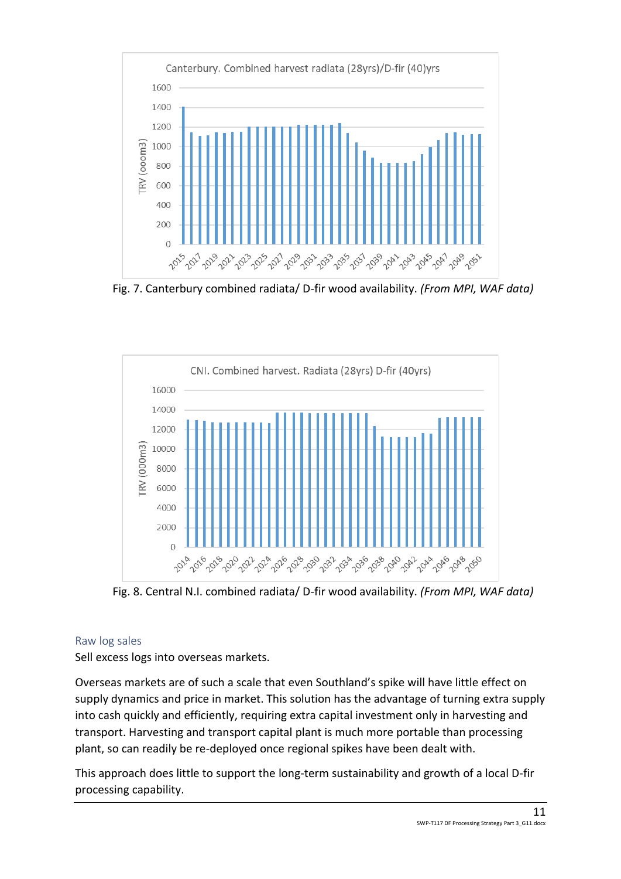Fig. 7. Canterbury combined radiata/ D-fir wood availability. *(From MPI, WAF data)*

Fig. 8. Central N.I. combined radiata/ D-fir wood availability. *(From MPI, WAF data)*

### Raw log sales

Sell excess logs into overseas markets.

Overseas markets are of such a scale that even Southland's spike will have little effect on supply dynamics and price in market. This solution has the advantage of turning extra supply into cash quickly and efficiently, requiring extra capital investment only in harvesting and transport. Harvesting and transport capital plant is much more portable than processing plant, so can readily be re-deployed once regional spikes have been dealt with.

This approach does little to support the long-term sustainability and growth of a local D-fir processing capability.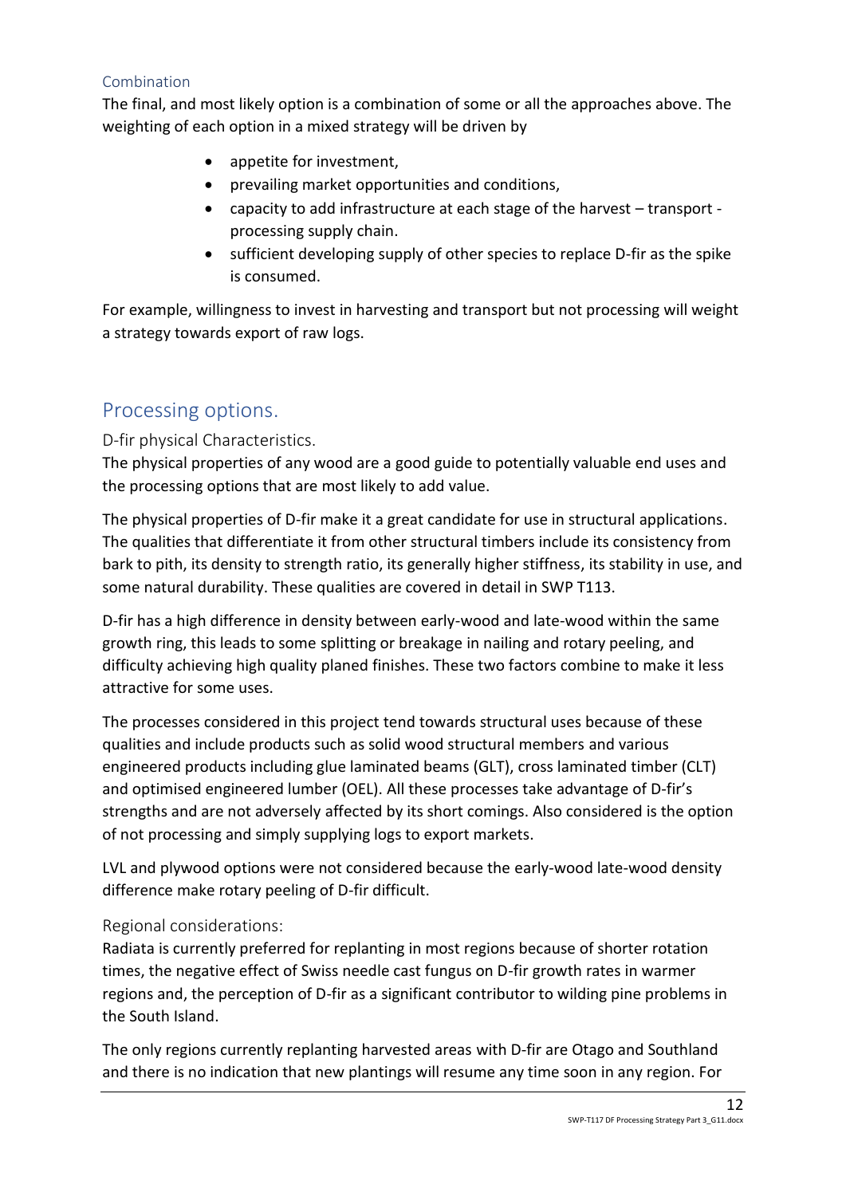### Combination

The final, and most likely option is a combination of some or all the approaches above. The weighting of each option in a mixed strategy will be driven by

- appetite for investment,
- prevailing market opportunities and conditions,
- capacity to add infrastructure at each stage of the harvest – transport - processing supply chain.
- sufficient developing supply of other species to replace D-fir as the spike is consumed.

For example, willingness to invest in harvesting and transport but not processing will weight a strategy towards export of raw logs.

## Processing options.

### D-fir physical Characteristics.

The physical properties of any wood are a good guide to potentially valuable end uses and the processing options that are most likely to add value.

The physical properties of D-fir make it a great candidate for use in structural applications. The qualities that differentiate it from other structural timbers include its consistency from bark to pith, its density to strength ratio, its generally higher stiffness, its stability in use, and some natural durability. These qualities are covered in detail in SWP T113.

D-fir has a high difference in density between early-wood and late-wood within the same growth ring, this leads to some splitting or breakage in nailing and rotary peeling, and difficulty achieving high quality planed finishes. These two factors combine to make it less attractive for some uses.

The processes considered in this project tend towards structural uses because of these qualities and include products such as solid wood structural members and various engineered products including glue laminated beams (GLT), cross laminated timber (CLT) and optimised engineered lumber (OEL). All these processes take advantage of D-fir's strengths and are not adversely affected by its short comings. Also considered is the option of not processing and simply supplying logs to export markets.

LVL and plywood options were not considered because the early-wood late-wood density difference make rotary peeling of D-fir difficult.

### Regional considerations:

Radiata is currently preferred for replanting in most regions because of shorter rotation times, the negative effect of Swiss needle cast fungus on D-fir growth rates in warmer regions and, the perception of D-fir as a significant contributor to wilding pine problems in the South Island.

The only regions currently replanting harvested areas with D-fir are Otago and Southland and there is no indication that new plantings will resume any time soon in any region. For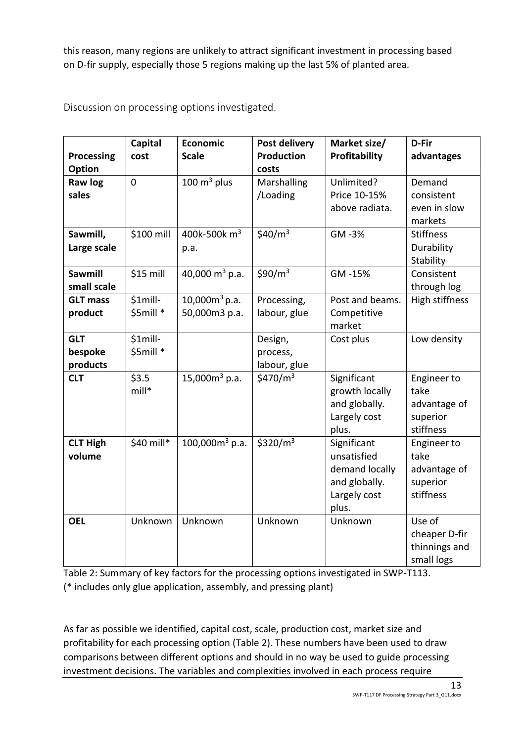this reason, many regions are unlikely to attract significant investment in processing based on D-fir supply, especially those 5 regions making up the last 5% of planted area.

## Discussion on processing options investigated.

| Processing Option | Capital cost | Economic Scale | Post delivery Production costs | Market size/ Profitability | D-Fir advantages |
|---|---|---|---|---|---|
| **Raw log sales** | 0 | 100 $m^3$ plus | Marshalling /Loading | Unlimited? Price 10-15% above radiata. | Demand consistent even in slow markets |
| **Sawmill, Large scale** | \$100 mill | 400k-500k $m^3$ p.a. | \$40/$m^3$ | GM -3% | Stiffness Durability Stability |
| **Sawmill small scale** | \$15 mill | 40,000 $m^3$ p.a. | \$90/$m^3$ | GM -15% | Consistent through log |
| **GLT mass product** | \$1mill-\$5mill * | 10,000$m^3$ p.a. 50,000m3 p.a. | Processing, labour, glue | Post and beams. Competitive market | High stiffness |
| **GLT bespoke products** | \$1mill-\$5mill * | | Design, process, labour, glue | Cost plus | Low density |
| **CLT** | \$3.5 mill* | 15,000$m^3$ p.a. | \$470/$m^3$ | Significant growth locally and globally. Largely cost plus. | Engineer to take advantage of superior stiffness |
| **CLT High volume** | \$40 mill* | 100,000$m^3$ p.a. | \$320/$m^3$ | Significant unsatisfied demand locally and globally. Largely cost plus. | Engineer to take advantage of superior stiffness |
| **OEL** | Unknown | Unknown | Unknown | Unknown | Use of cheaper D-fir thinnings and small logs |

Table 2: Summary of key factors for the processing options investigated in SWP-T113.
(* includes only glue application, assembly, and pressing plant)

As far as possible we identified, capital cost, scale, production cost, market size and profitability for each processing option (Table 2). These numbers have been used to draw comparisons between different options and should in no way be used to guide processing investment decisions. The variables and complexities involved in each process require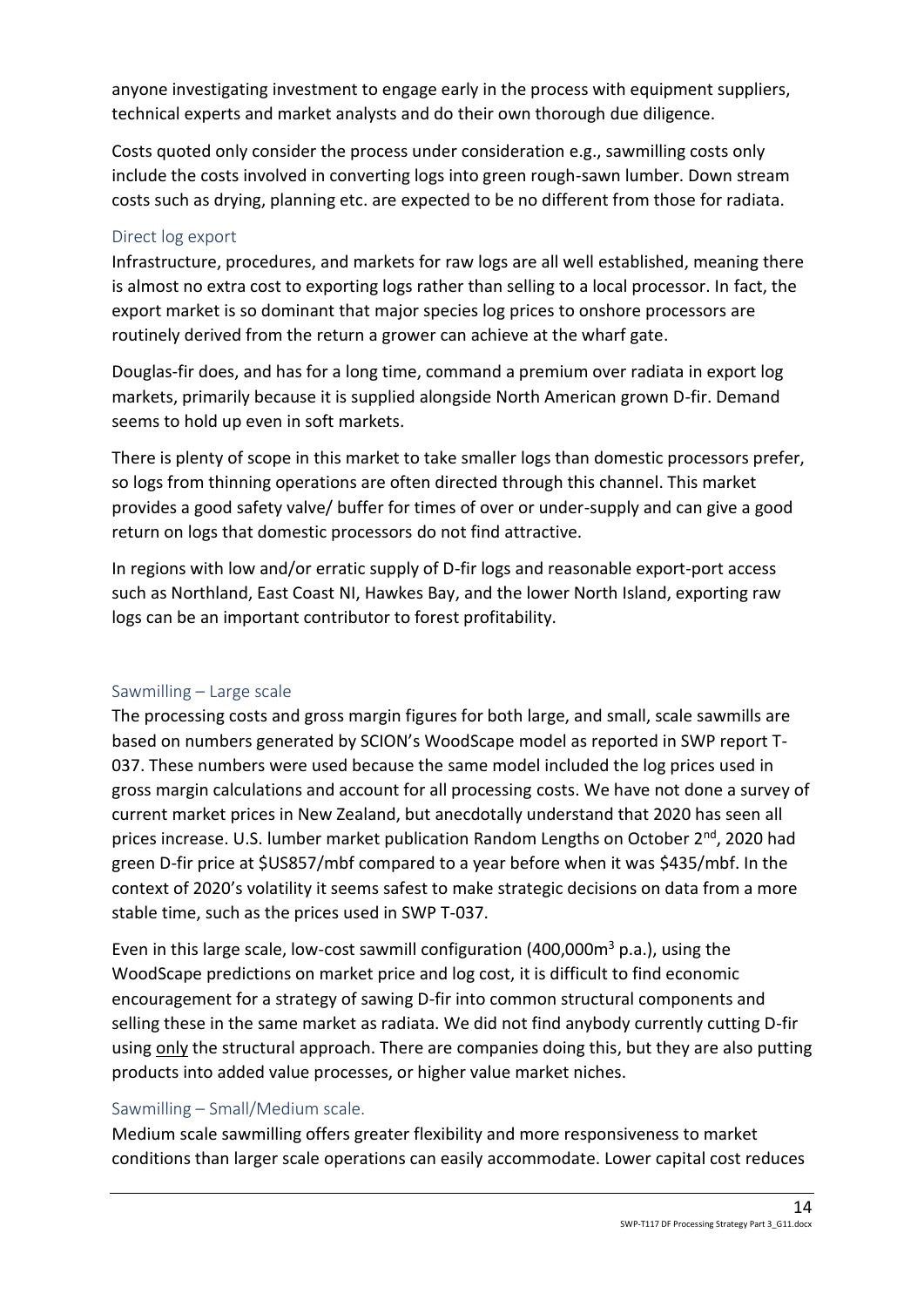anyone investigating investment to engage early in the process with equipment suppliers, technical experts and market analysts and do their own thorough due diligence.

Costs quoted only consider the process under consideration e.g., sawmilling costs only include the costs involved in converting logs into green rough-sawn lumber. Down stream costs such as drying, planning etc. are expected to be no different from those for radiata.

### Direct log export

Infrastructure, procedures, and markets for raw logs are all well established, meaning there is almost no extra cost to exporting logs rather than selling to a local processor. In fact, the export market is so dominant that major species log prices to onshore processors are routinely derived from the return a grower can achieve at the wharf gate.

Douglas-fir does, and has for a long time, command a premium over radiata in export log markets, primarily because it is supplied alongside North American grown D-fir. Demand seems to hold up even in soft markets.

There is plenty of scope in this market to take smaller logs than domestic processors prefer, so logs from thinning operations are often directed through this channel. This market provides a good safety valve/ buffer for times of over or under-supply and can give a good return on logs that domestic processors do not find attractive.

In regions with low and/or erratic supply of D-fir logs and reasonable export-port access such as Northland, East Coast NI, Hawkes Bay, and the lower North Island, exporting raw logs can be an important contributor to forest profitability.

### Sawmilling – Large scale

The processing costs and gross margin figures for both large, and small, scale sawmills are based on numbers generated by SCION's WoodScape model as reported in SWP report T-037. These numbers were used because the same model included the log prices used in gross margin calculations and account for all processing costs. We have not done a survey of current market prices in New Zealand, but anecdotally understand that 2020 has seen all prices increase. U.S. lumber market publication Random Lengths on October 2nd, 2020 had green D-fir price at $US857/mbf compared to a year before when it was $435/mbf. In the context of 2020's volatility it seems safest to make strategic decisions on data from a more stable time, such as the prices used in SWP T-037.

Even in this large scale, low-cost sawmill configuration (400,000m$^3$ p.a.), using the WoodScape predictions on market price and log cost, it is difficult to find economic encouragement for a strategy of sawing D-fir into common structural components and selling these in the same market as radiata. We did not find anybody currently cutting D-fir using only the structural approach. There are companies doing this, but they are also putting products into added value processes, or higher value market niches.

### Sawmilling – Small/Medium scale.

Medium scale sawmilling offers greater flexibility and more responsiveness to market conditions than larger scale operations can easily accommodate. Lower capital cost reduces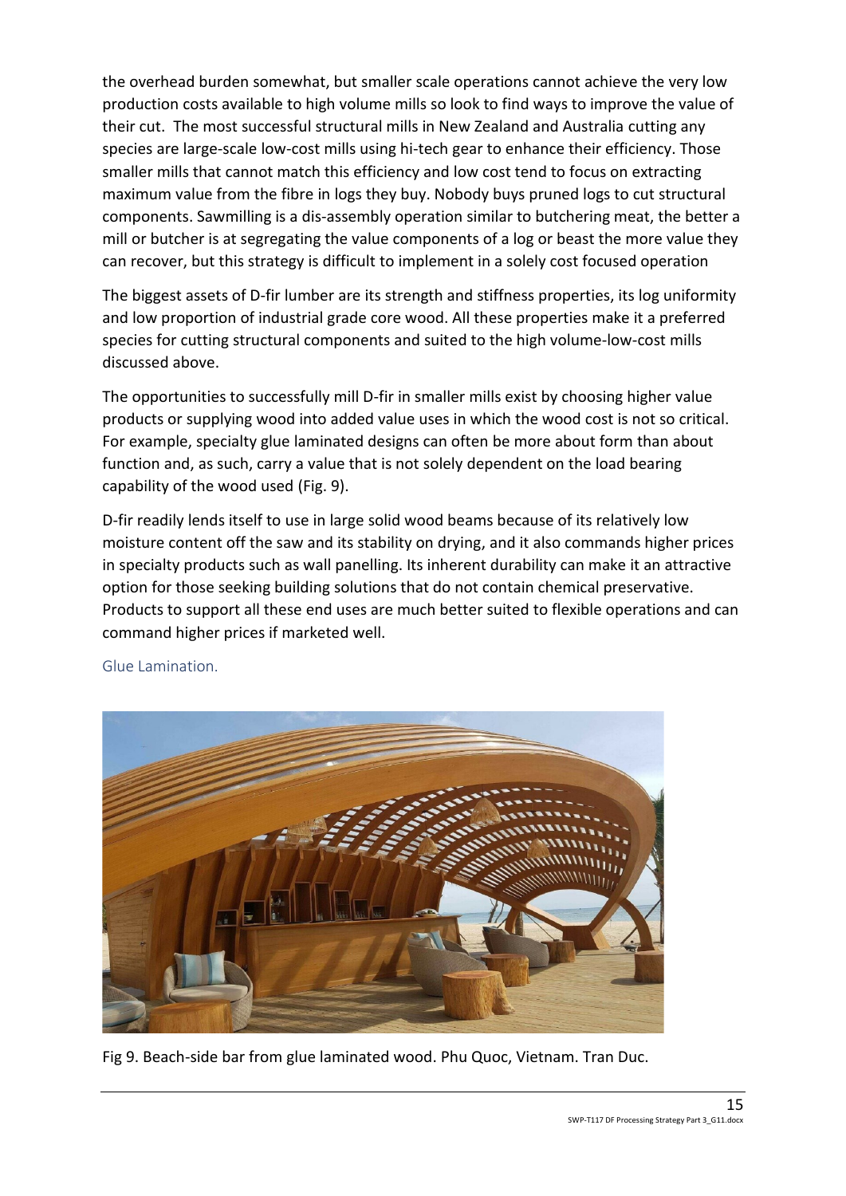the overhead burden somewhat, but smaller scale operations cannot achieve the very low production costs available to high volume mills so look to find ways to improve the value of their cut. The most successful structural mills in New Zealand and Australia cutting any species are large-scale low-cost mills using hi-tech gear to enhance their efficiency. Those smaller mills that cannot match this efficiency and low cost tend to focus on extracting maximum value from the fibre in logs they buy. Nobody buys pruned logs to cut structural components. Sawmilling is a dis-assembly operation similar to butchering meat, the better a mill or butcher is at segregating the value components of a log or beast the more value they can recover, but this strategy is difficult to implement in a solely cost focused operation

The biggest assets of D-fir lumber are its strength and stiffness properties, its log uniformity and low proportion of industrial grade core wood. All these properties make it a preferred species for cutting structural components and suited to the high volume-low-cost mills discussed above.

The opportunities to successfully mill D-fir in smaller mills exist by choosing higher value products or supplying wood into added value uses in which the wood cost is not so critical. For example, specialty glue laminated designs can often be more about form than about function and, as such, carry a value that is not solely dependent on the load bearing capability of the wood used (Fig. 9).

D-fir readily lends itself to use in large solid wood beams because of its relatively low moisture content off the saw and its stability on drying, and it also commands higher prices in specialty products such as wall panelling. Its inherent durability can make it an attractive option for those seeking building solutions that do not contain chemical preservative. Products to support all these end uses are much better suited to flexible operations and can command higher prices if marketed well.

### Glue Lamination.

Fig 9. Beach-side bar from glue laminated wood. Phu Quoc, Vietnam. Tran Duc.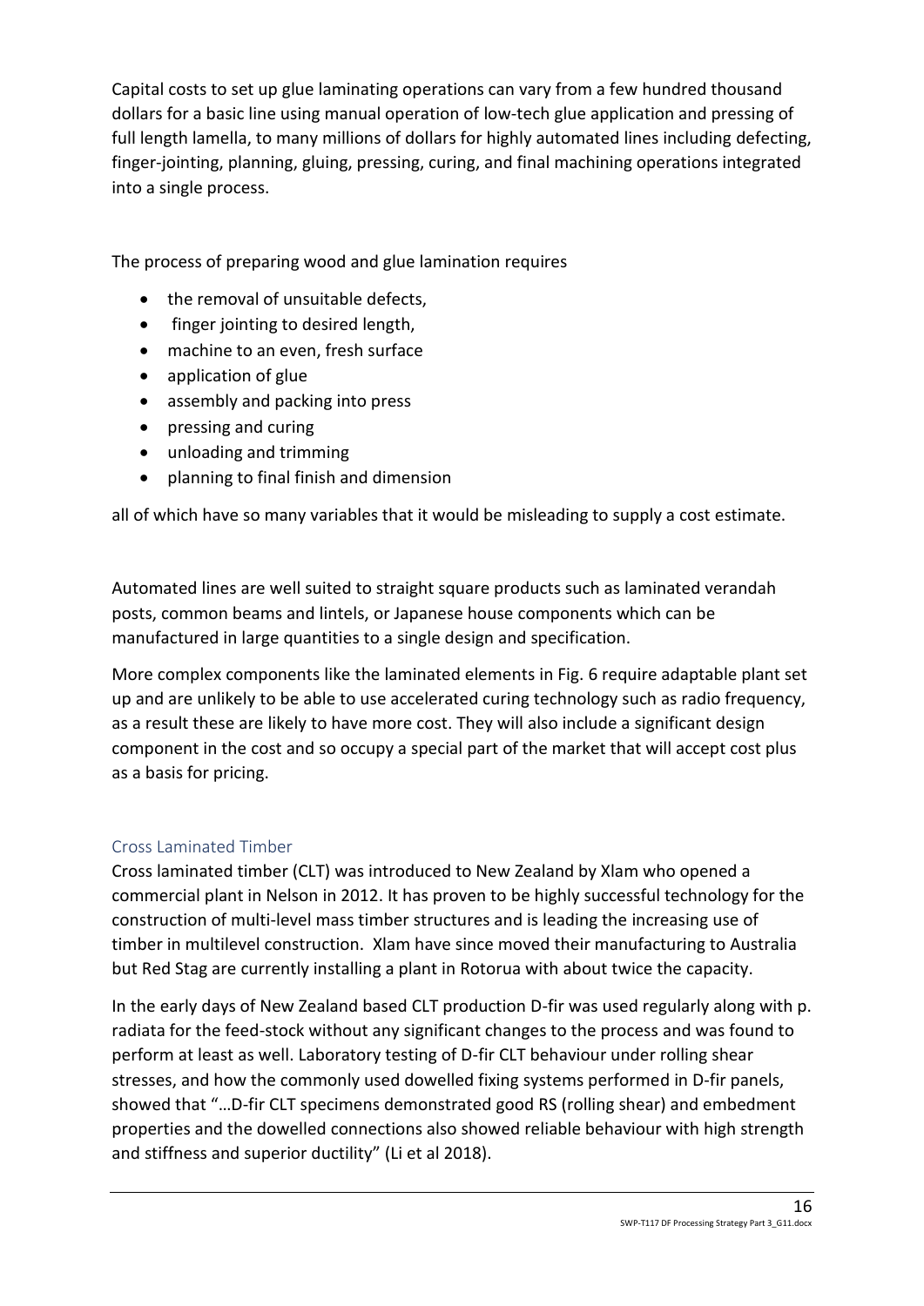Capital costs to set up glue laminating operations can vary from a few hundred thousand dollars for a basic line using manual operation of low-tech glue application and pressing of full length lamella, to many millions of dollars for highly automated lines including defecting, finger-jointing, planning, gluing, pressing, curing, and final machining operations integrated into a single process.

The process of preparing wood and glue lamination requires

- the removal of unsuitable defects,
- finger jointing to desired length,
- machine to an even, fresh surface
- application of glue
- assembly and packing into press
- pressing and curing
- unloading and trimming
- planning to final finish and dimension

all of which have so many variables that it would be misleading to supply a cost estimate.

Automated lines are well suited to straight square products such as laminated verandah posts, common beams and lintels, or Japanese house components which can be manufactured in large quantities to a single design and specification.

More complex components like the laminated elements in Fig. 6 require adaptable plant set up and are unlikely to be able to use accelerated curing technology such as radio frequency, as a result these are likely to have more cost. They will also include a significant design component in the cost and so occupy a special part of the market that will accept cost plus as a basis for pricing.

### Cross Laminated Timber

Cross laminated timber (CLT) was introduced to New Zealand by Xlam who opened a commercial plant in Nelson in 2012. It has proven to be highly successful technology for the construction of multi-level mass timber structures and is leading the increasing use of timber in multilevel construction. Xlam have since moved their manufacturing to Australia but Red Stag are currently installing a plant in Rotorua with about twice the capacity.

In the early days of New Zealand based CLT production D-fir was used regularly along with p. radiata for the feed-stock without any significant changes to the process and was found to perform at least as well. Laboratory testing of D-fir CLT behaviour under rolling shear stresses, and how the commonly used dowelled fixing systems performed in D-fir panels, showed that "…D-fir CLT specimens demonstrated good RS (rolling shear) and embedment properties and the dowelled connections also showed reliable behaviour with high strength and stiffness and superior ductility" (Li et al 2018).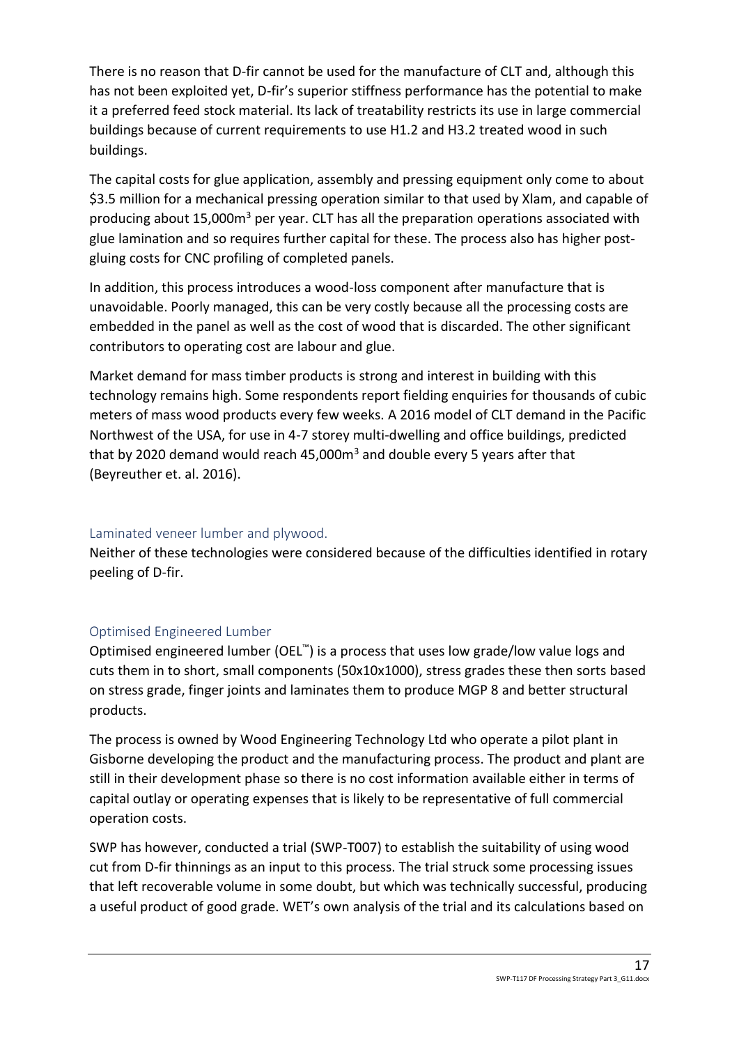There is no reason that D-fir cannot be used for the manufacture of CLT and, although this has not been exploited yet, D-fir's superior stiffness performance has the potential to make it a preferred feed stock material. Its lack of treatability restricts its use in large commercial buildings because of current requirements to use H1.2 and H3.2 treated wood in such buildings.

The capital costs for glue application, assembly and pressing equipment only come to about \$3.5 million for a mechanical pressing operation similar to that used by Xlam, and capable of producing about 15,000m$^3$ per year. CLT has all the preparation operations associated with glue lamination and so requires further capital for these. The process also has higher post-gluing costs for CNC profiling of completed panels.

In addition, this process introduces a wood-loss component after manufacture that is unavoidable. Poorly managed, this can be very costly because all the processing costs are embedded in the panel as well as the cost of wood that is discarded. The other significant contributors to operating cost are labour and glue.

Market demand for mass timber products is strong and interest in building with this technology remains high. Some respondents report fielding enquiries for thousands of cubic meters of mass wood products every few weeks. A 2016 model of CLT demand in the Pacific Northwest of the USA, for use in 4-7 storey multi-dwelling and office buildings, predicted that by 2020 demand would reach 45,000m$^3$ and double every 5 years after that (Beyreuther et. al. 2016).

### Laminated veneer lumber and plywood.

Neither of these technologies were considered because of the difficulties identified in rotary peeling of D-fir.

### Optimised Engineered Lumber

Optimised engineered lumber (OEL™) is a process that uses low grade/low value logs and cuts them in to short, small components (50x10x1000), stress grades these then sorts based on stress grade, finger joints and laminates them to produce MGP 8 and better structural products.

The process is owned by Wood Engineering Technology Ltd who operate a pilot plant in Gisborne developing the product and the manufacturing process. The product and plant are still in their development phase so there is no cost information available either in terms of capital outlay or operating expenses that is likely to be representative of full commercial operation costs.

SWP has however, conducted a trial (SWP-T007) to establish the suitability of using wood cut from D-fir thinnings as an input to this process. The trial struck some processing issues that left recoverable volume in some doubt, but which was technically successful, producing a useful product of good grade. WET's own analysis of the trial and its calculations based on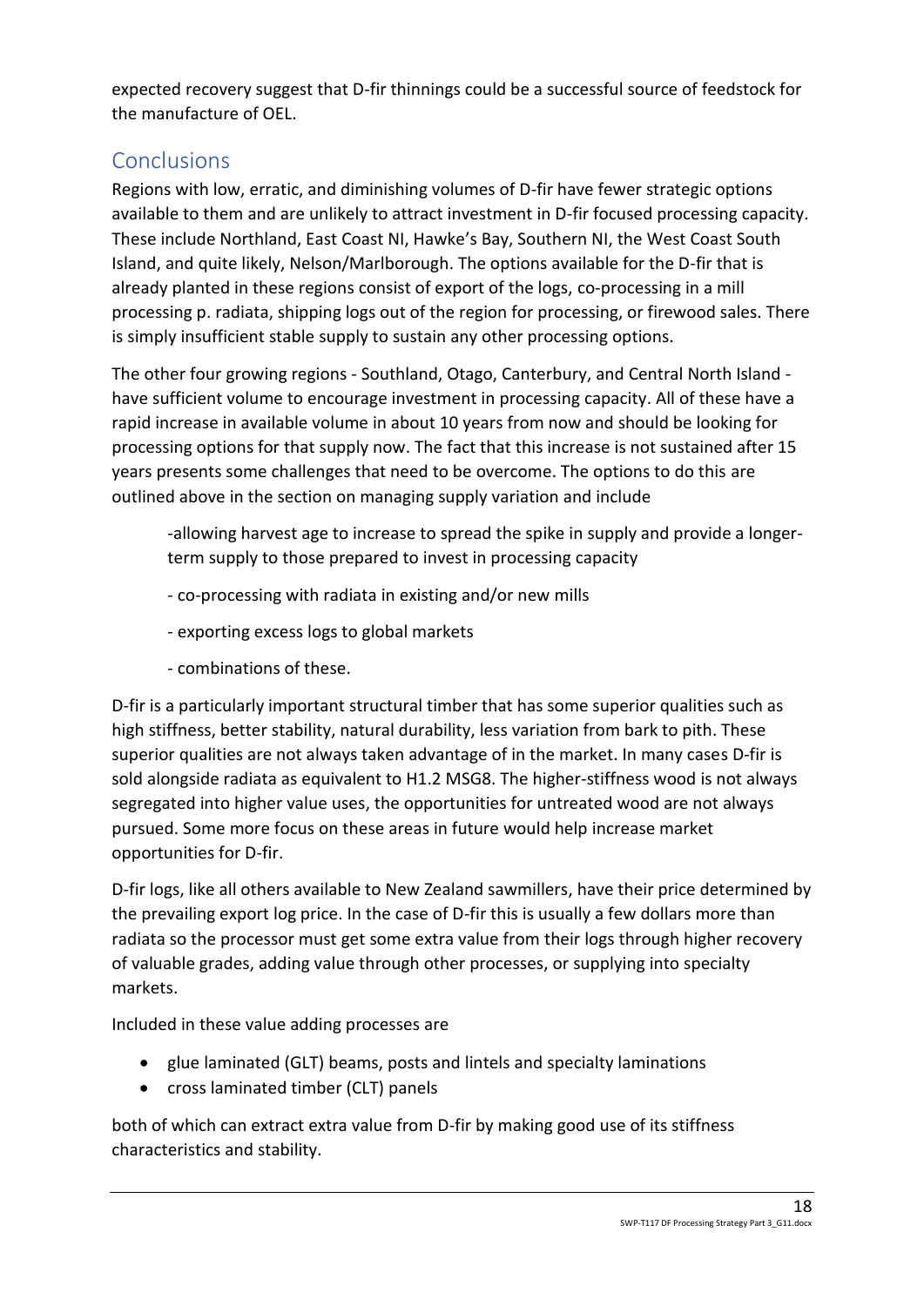expected recovery suggest that D-fir thinnings could be a successful source of feedstock for the manufacture of OEL.

## Conclusions

Regions with low, erratic, and diminishing volumes of D-fir have fewer strategic options available to them and are unlikely to attract investment in D-fir focused processing capacity. These include Northland, East Coast NI, Hawke's Bay, Southern NI, the West Coast South Island, and quite likely, Nelson/Marlborough. The options available for the D-fir that is already planted in these regions consist of export of the logs, co-processing in a mill processing p. radiata, shipping logs out of the region for processing, or firewood sales. There is simply insufficient stable supply to sustain any other processing options.

The other four growing regions - Southland, Otago, Canterbury, and Central North Island - have sufficient volume to encourage investment in processing capacity. All of these have a rapid increase in available volume in about 10 years from now and should be looking for processing options for that supply now. The fact that this increase is not sustained after 15 years presents some challenges that need to be overcome. The options to do this are outlined above in the section on managing supply variation and include

-allowing harvest age to increase to spread the spike in supply and provide a longer-term supply to those prepared to invest in processing capacity

- co-processing with radiata in existing and/or new mills

- exporting excess logs to global markets

- combinations of these.

D-fir is a particularly important structural timber that has some superior qualities such as high stiffness, better stability, natural durability, less variation from bark to pith. These superior qualities are not always taken advantage of in the market. In many cases D-fir is sold alongside radiata as equivalent to H1.2 MSG8. The higher-stiffness wood is not always segregated into higher value uses, the opportunities for untreated wood are not always pursued. Some more focus on these areas in future would help increase market opportunities for D-fir.

D-fir logs, like all others available to New Zealand sawmillers, have their price determined by the prevailing export log price. In the case of D-fir this is usually a few dollars more than radiata so the processor must get some extra value from their logs through higher recovery of valuable grades, adding value through other processes, or supplying into specialty markets.

Included in these value adding processes are

- glue laminated (GLT) beams, posts and lintels and specialty laminations
- cross laminated timber (CLT) panels

both of which can extract extra value from D-fir by making good use of its stiffness characteristics and stability.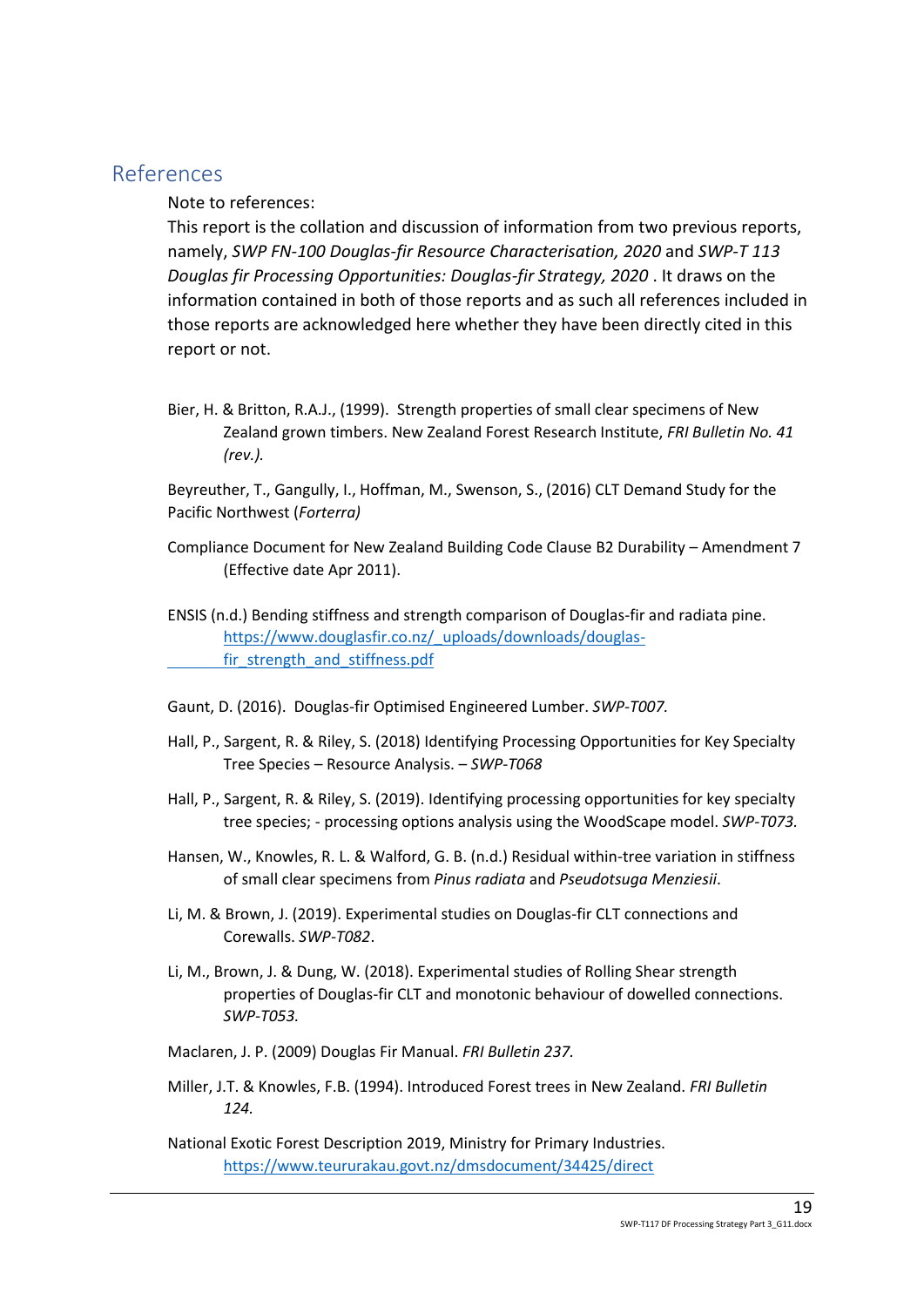## References

Note to references:

This report is the collation and discussion of information from two previous reports, namely, *SWP FN-100 Douglas-fir Resource Characterisation, 2020* and *SWP-T 113 Douglas fir Processing Opportunities: Douglas-fir Strategy, 2020* . It draws on the information contained in both of those reports and as such all references included in those reports are acknowledged here whether they have been directly cited in this report or not.

Bier, H. & Britton, R.A.J., (1999). Strength properties of small clear specimens of New Zealand grown timbers. New Zealand Forest Research Institute, *FRI Bulletin No. 41 (rev.).*

Beyreuther, T., Gangully, I., Hoffman, M., Swenson, S., (2016) CLT Demand Study for the Pacific Northwest (*Forterra)*

Compliance Document for New Zealand Building Code Clause B2 Durability – Amendment 7 (Effective date Apr 2011).

ENSIS (n.d.) Bending stiffness and strength comparison of Douglas-fir and radiata pine. https://www.douglasfir.co.nz/_uploads/downloads/douglas-fir_strength_and_stiffness.pdf

Gaunt, D. (2016). Douglas-fir Optimised Engineered Lumber. *SWP-T007.*

Hall, P., Sargent, R. & Riley, S. (2018) Identifying Processing Opportunities for Key Specialty Tree Species – Resource Analysis. – *SWP-T068*

Hall, P., Sargent, R. & Riley, S. (2019). Identifying processing opportunities for key specialty tree species; - processing options analysis using the WoodScape model. *SWP-T073.*

Hansen, W., Knowles, R. L. & Walford, G. B. (n.d.) Residual within-tree variation in stiffness of small clear specimens from *Pinus radiata* and *Pseudotsuga Menziesii*.

Li, M. & Brown, J. (2019). Experimental studies on Douglas-fir CLT connections and Corewalls. *SWP-T082*.

Li, M., Brown, J. & Dung, W. (2018). Experimental studies of Rolling Shear strength properties of Douglas-fir CLT and monotonic behaviour of dowelled connections. *SWP-T053.*

Maclaren, J. P. (2009) Douglas Fir Manual. *FRI Bulletin 237.*

Miller, J.T. & Knowles, F.B. (1994). Introduced Forest trees in New Zealand. *FRI Bulletin 124.*

National Exotic Forest Description 2019, Ministry for Primary Industries. https://www.teururakau.govt.nz/dmsdocument/34425/direct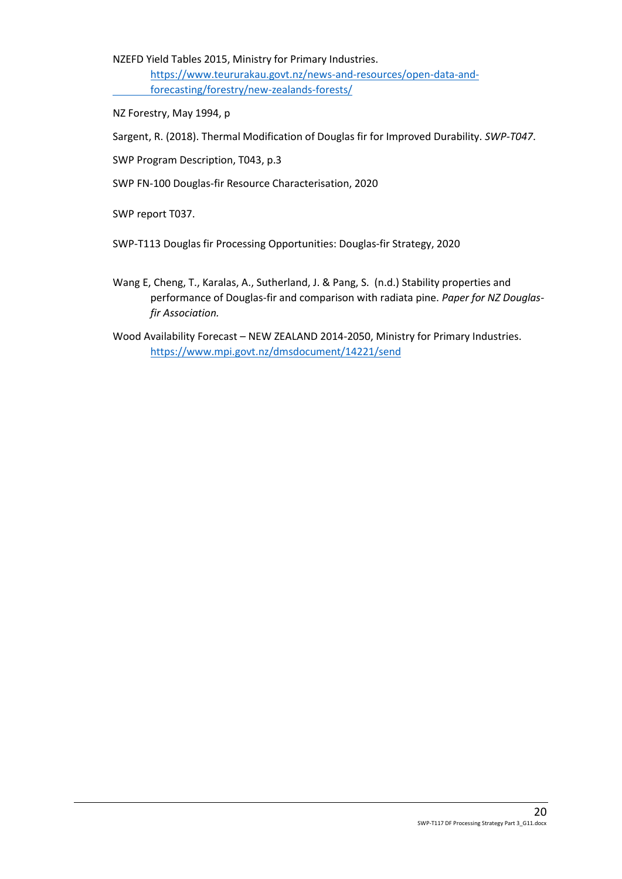NZEFD Yield Tables 2015, Ministry for Primary Industries. https://www.teururakau.govt.nz/news-and-resources/open-data-and-forecasting/forestry/new-zealands-forests/

NZ Forestry, May 1994, p

Sargent, R. (2018). Thermal Modification of Douglas fir for Improved Durability. *SWP-T047*.

SWP Program Description, T043, p.3

SWP FN-100 Douglas-fir Resource Characterisation, 2020

SWP report T037.

SWP-T113 Douglas fir Processing Opportunities: Douglas-fir Strategy, 2020

Wang E, Cheng, T., Karalas, A., Sutherland, J. & Pang, S. (n.d.) Stability properties and performance of Douglas-fir and comparison with radiata pine. *Paper for NZ Douglas-fir Association.*

Wood Availability Forecast – NEW ZEALAND 2014-2050, Ministry for Primary Industries. https://www.mpi.govt.nz/dmsdocument/14221/send